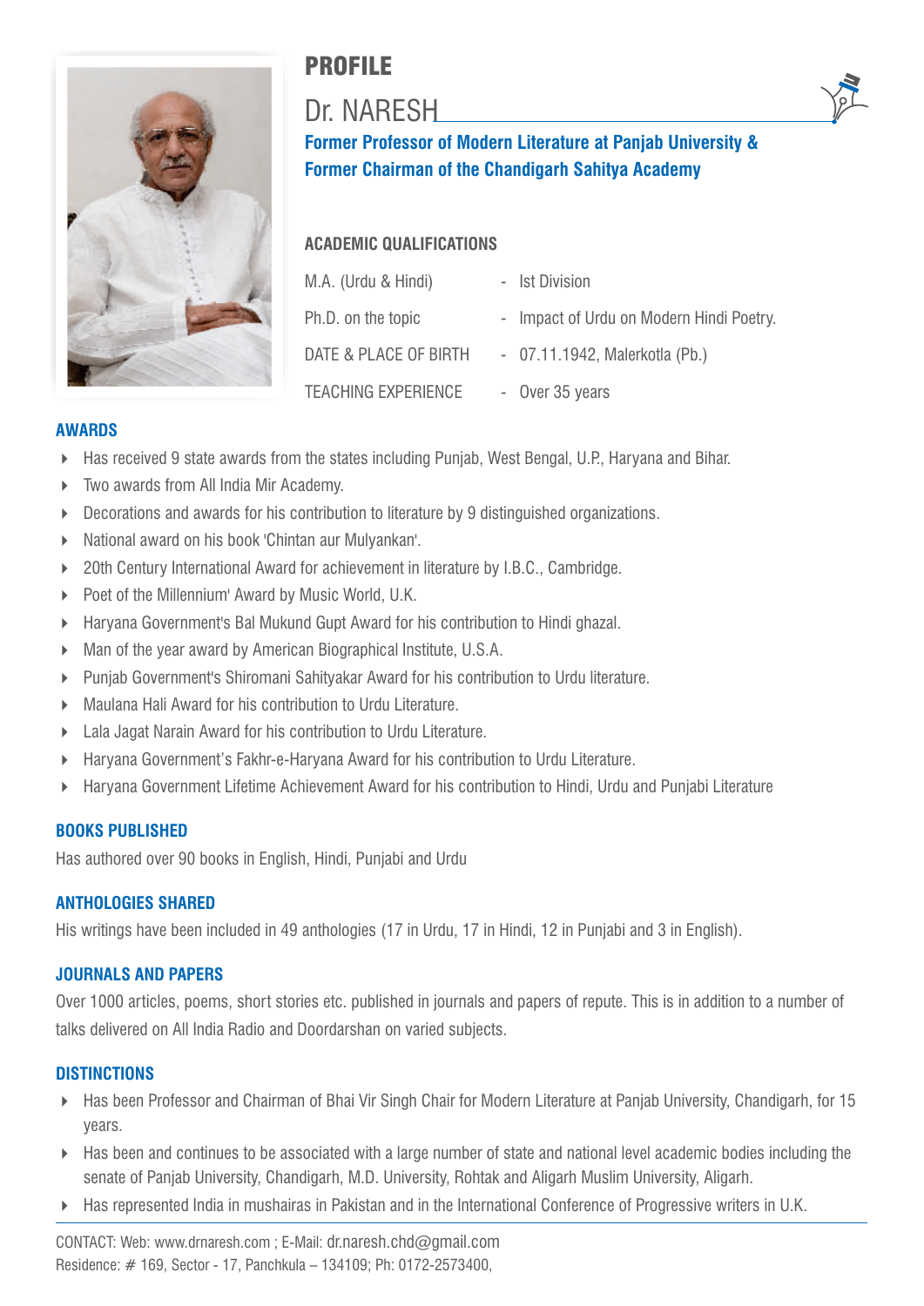# PROFILE

## Dr. NARESH

**Former Professor of Modern Literature at Panjab University &**
**Former Chairman of the Chandigarh Sahitya Academy**

### ACADEMIC QUALIFICATIONS

| | | |
|---|---|---|
| M.A. (Urdu & Hindi) | - | Ist Division |
| Ph.D. on the topic | - | Impact of Urdu on Modern Hindi Poetry. |
| DATE & PLACE OF BIRTH | - | 07.11.1942, Malerkotla (Pb.) |
| TEACHING EXPERIENCE | - | Over 35 years |

### AWARDS

- Has received 9 state awards from the states including Punjab, West Bengal, U.P., Haryana and Bihar.
- Two awards from All India Mir Academy.
- Decorations and awards for his contribution to literature by 9 distinguished organizations.
- National award on his book 'Chintan aur Mulyankan'.
- 20th Century International Award for achievement in literature by I.B.C., Cambridge.
- Poet of the Millennium' Award by Music World, U.K.
- Haryana Government's Bal Mukund Gupt Award for his contribution to Hindi ghazal.
- Man of the year award by American Biographical Institute, U.S.A.
- Punjab Government's Shiromani Sahityakar Award for his contribution to Urdu literature.
- Maulana Hali Award for his contribution to Urdu Literature.
- Lala Jagat Narain Award for his contribution to Urdu Literature.
- Haryana Government's Fakhr-e-Haryana Award for his contribution to Urdu Literature.
- Haryana Government Lifetime Achievement Award for his contribution to Hindi, Urdu and Punjabi Literature

### BOOKS PUBLISHED

Has authored over 90 books in English, Hindi, Punjabi and Urdu

### ANTHOLOGIES SHARED

His writings have been included in 49 anthologies (17 in Urdu, 17 in Hindi, 12 in Punjabi and 3 in English).

### JOURNALS AND PAPERS

Over 1000 articles, poems, short stories etc. published in journals and papers of repute. This is in addition to a number of talks delivered on All India Radio and Doordarshan on varied subjects.

### DISTINCTIONS

- Has been Professor and Chairman of Bhai Vir Singh Chair for Modern Literature at Panjab University, Chandigarh, for 15 years.
- Has been and continues to be associated with a large number of state and national level academic bodies including the senate of Panjab University, Chandigarh, M.D. University, Rohtak and Aligarh Muslim University, Aligarh.
- Has represented India in mushairas in Pakistan and in the International Conference of Progressive writers in U.K.

CONTACT: Web: www.drnaresh.com ; E-Mail: dr.naresh.chd@gmail.com
Residence: # 169, Sector - 17, Panchkula – 134109; Ph: 0172-2573400,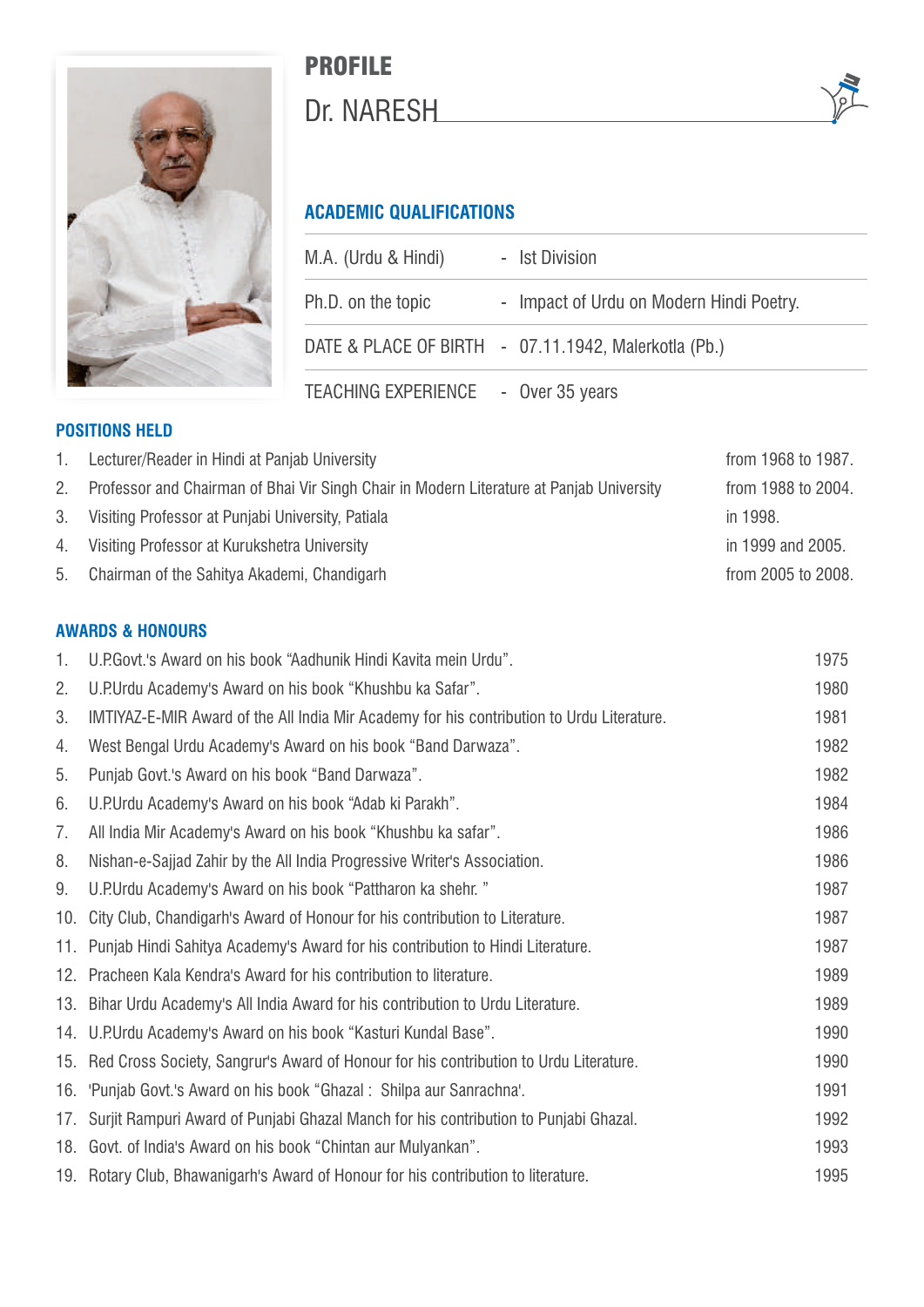# PROFILE

## Dr. NARESH

### ACADEMIC QUALIFICATIONS

| | |
|---|---|
| M.A. (Urdu & Hindi) | - Ist Division |
| Ph.D. on the topic | - Impact of Urdu on Modern Hindi Poetry. |
| DATE & PLACE OF BIRTH | - 07.11.1942, Malerkotla (Pb.) |
| TEACHING EXPERIENCE | - Over 35 years |

### POSITIONS HELD

| No. | Position | Period |
|---|---|---|
| 1. | Lecturer/Reader in Hindi at Panjab University | from 1968 to 1987. |
| 2. | Professor and Chairman of Bhai Vir Singh Chair in Modern Literature at Panjab University | from 1988 to 2004. |
| 3. | Visiting Professor at Punjabi University, Patiala | in 1998. |
| 4. | Visiting Professor at Kurukshetra University | in 1999 and 2005. |
| 5. | Chairman of the Sahitya Akademi, Chandigarh | from 2005 to 2008. |

### AWARDS & HONOURS

| No. | Award | Year |
|---|---|---|
| 1. | U.P.Govt.'s Award on his book "Aadhunik Hindi Kavita mein Urdu". | 1975 |
| 2. | U.P.Urdu Academy's Award on his book "Khushbu ka Safar". | 1980 |
| 3. | IMTIYAZ-E-MIR Award of the All India Mir Academy for his contribution to Urdu Literature. | 1981 |
| 4. | West Bengal Urdu Academy's Award on his book "Band Darwaza". | 1982 |
| 5. | Punjab Govt.'s Award on his book "Band Darwaza". | 1982 |
| 6. | U.P.Urdu Academy's Award on his book "Adab ki Parakh". | 1984 |
| 7. | All India Mir Academy's Award on his book "Khushbu ka safar". | 1986 |
| 8. | Nishan-e-Sajjad Zahir by the All India Progressive Writer's Association. | 1986 |
| 9. | U.P.Urdu Academy's Award on his book "Pattharon ka shehr. " | 1987 |
| 10. | City Club, Chandigarh's Award of Honour for his contribution to Literature. | 1987 |
| 11. | Punjab Hindi Sahitya Academy's Award for his contribution to Hindi Literature. | 1987 |
| 12. | Pracheen Kala Kendra's Award for his contribution to literature. | 1989 |
| 13. | Bihar Urdu Academy's All India Award for his contribution to Urdu Literature. | 1989 |
| 14. | U.P.Urdu Academy's Award on his book "Kasturi Kundal Base". | 1990 |
| 15. | Red Cross Society, Sangrur's Award of Honour for his contribution to Urdu Literature. | 1990 |
| 16. | 'Punjab Govt.'s Award on his book "Ghazal : Shilpa aur Sanrachna'. | 1991 |
| 17. | Surjit Rampuri Award of Punjabi Ghazal Manch for his contribution to Punjabi Ghazal. | 1992 |
| 18. | Govt. of India's Award on his book "Chintan aur Mulyankan". | 1993 |
| 19. | Rotary Club, Bhawanigarh's Award of Honour for his contribution to literature. | 1995 |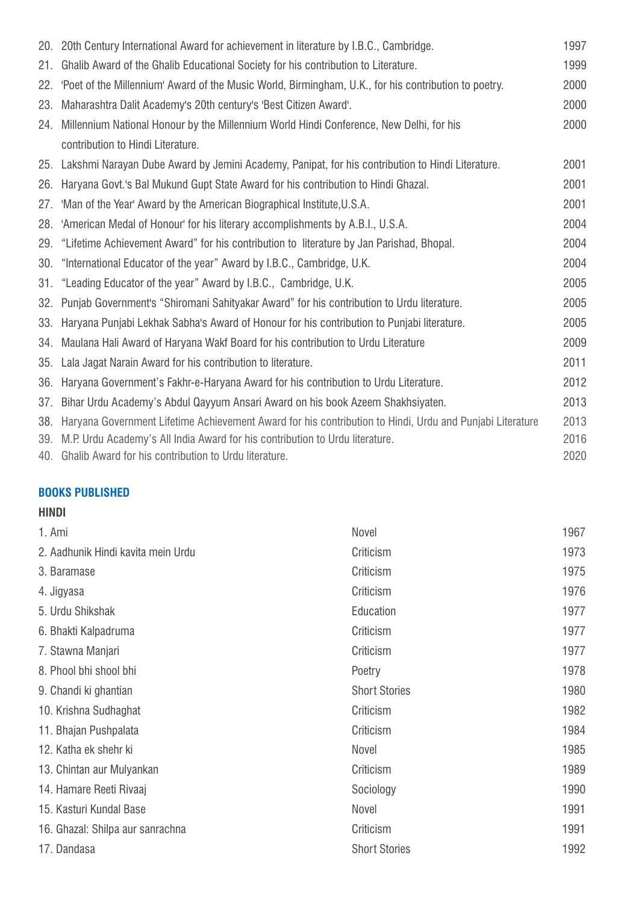| | | |
|---|---|---|
| 20. | 20th Century International Award for achievement in literature by I.B.C., Cambridge. | 1997 |
| 21. | Ghalib Award of the Ghalib Educational Society for his contribution to Literature. | 1999 |
| 22. | 'Poet of the Millennium' Award of the Music World, Birmingham, U.K., for his contribution to poetry. | 2000 |
| 23. | Maharashtra Dalit Academy's 20th century's 'Best Citizen Award'. | 2000 |
| 24. | Millennium National Honour by the Millennium World Hindi Conference, New Delhi, for his contribution to Hindi Literature. | 2000 |
| 25. | Lakshmi Narayan Dube Award by Jemini Academy, Panipat, for his contribution to Hindi Literature. | 2001 |
| 26. | Haryana Govt.'s Bal Mukund Gupt State Award for his contribution to Hindi Ghazal. | 2001 |
| 27. | 'Man of the Year' Award by the American Biographical Institute,U.S.A. | 2001 |
| 28. | 'American Medal of Honour' for his literary accomplishments by A.B.I., U.S.A. | 2004 |
| 29. | "Lifetime Achievement Award" for his contribution to literature by Jan Parishad, Bhopal. | 2004 |
| 30. | "International Educator of the year" Award by I.B.C., Cambridge, U.K. | 2004 |
| 31. | "Leading Educator of the year" Award by I.B.C., Cambridge, U.K. | 2005 |
| 32. | Punjab Government's "Shiromani Sahityakar Award" for his contribution to Urdu literature. | 2005 |
| 33. | Haryana Punjabi Lekhak Sabha's Award of Honour for his contribution to Punjabi literature. | 2005 |
| 34. | Maulana Hali Award of Haryana Wakf Board for his contribution to Urdu Literature | 2009 |
| 35. | Lala Jagat Narain Award for his contribution to literature. | 2011 |
| 36. | Haryana Government's Fakhr-e-Haryana Award for his contribution to Urdu Literature. | 2012 |
| 37. | Bihar Urdu Academy's Abdul Qayyum Ansari Award on his book Azeem Shakhsiyaten. | 2013 |
| 38. | Haryana Government Lifetime Achievement Award for his contribution to Hindi, Urdu and Punjabi Literature | 2013 |
| 39. | M.P. Urdu Academy's All India Award for his contribution to Urdu literature. | 2016 |
| 40. | Ghalib Award for his contribution to Urdu literature. | 2020 |

## BOOKS PUBLISHED

### HINDI

| Title | Genre | Year |
|---|---|---|
| 1. Ami | Novel | 1967 |
| 2. Aadhunik Hindi kavita mein Urdu | Criticism | 1973 |
| 3. Baramase | Criticism | 1975 |
| 4. Jigyasa | Criticism | 1976 |
| 5. Urdu Shikshak | Education | 1977 |
| 6. Bhakti Kalpadruma | Criticism | 1977 |
| 7. Stawna Manjari | Criticism | 1977 |
| 8. Phool bhi shool bhi | Poetry | 1978 |
| 9. Chandi ki ghantian | Short Stories | 1980 |
| 10. Krishna Sudhaghat | Criticism | 1982 |
| 11. Bhajan Pushpalata | Criticism | 1984 |
| 12. Katha ek shehr ki | Novel | 1985 |
| 13. Chintan aur Mulyankan | Criticism | 1989 |
| 14. Hamare Reeti Rivaaj | Sociology | 1990 |
| 15. Kasturi Kundal Base | Novel | 1991 |
| 16. Ghazal: Shilpa aur sanrachna | Criticism | 1991 |
| 17. Dandasa | Short Stories | 1992 |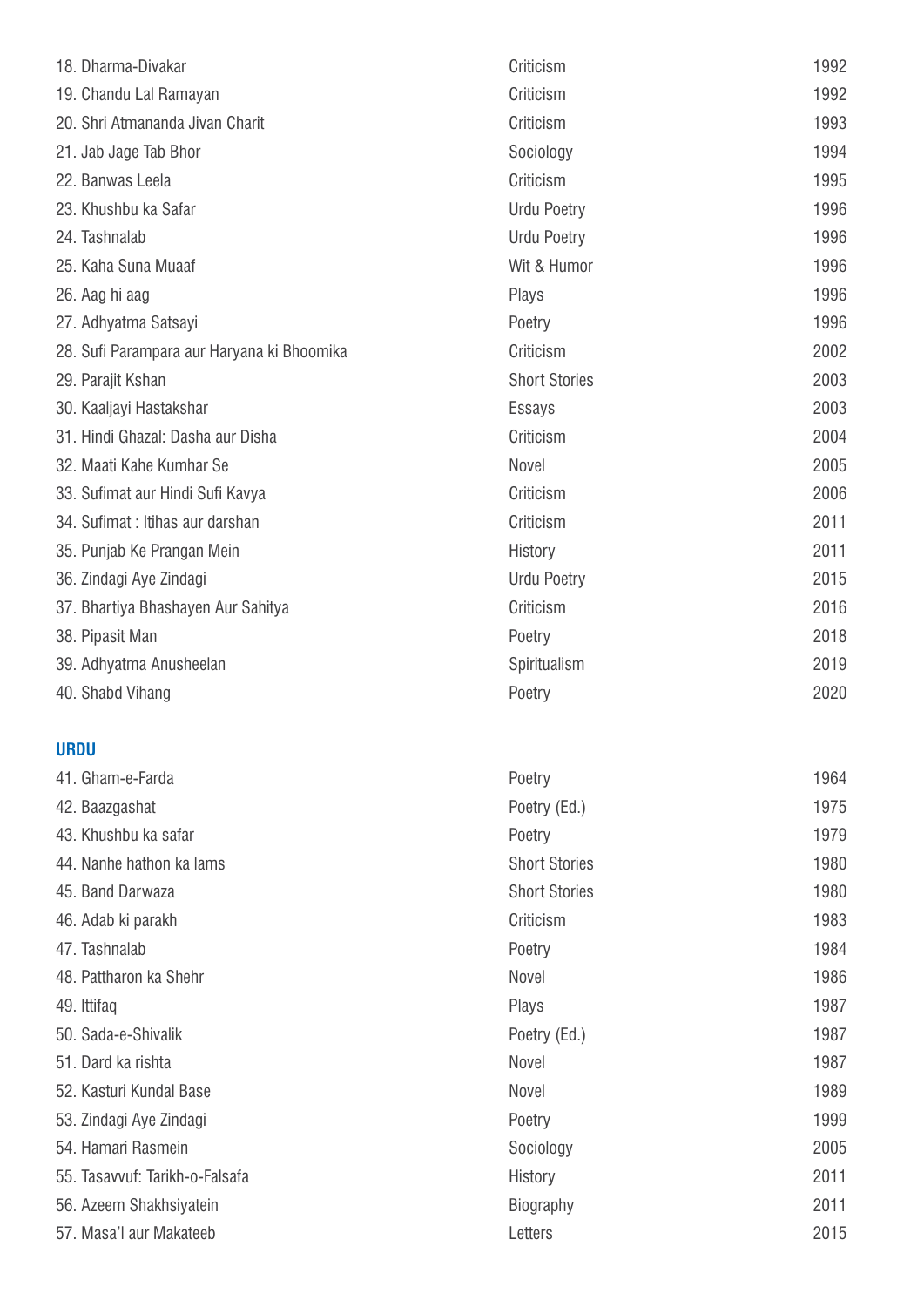| | | |
|---|---|---|
| 18. Dharma-Divakar | Criticism | 1992 |
| 19. Chandu Lal Ramayan | Criticism | 1992 |
| 20. Shri Atmananda Jivan Charit | Criticism | 1993 |
| 21. Jab Jage Tab Bhor | Sociology | 1994 |
| 22. Banwas Leela | Criticism | 1995 |
| 23. Khushbu ka Safar | Urdu Poetry | 1996 |
| 24. Tashnalab | Urdu Poetry | 1996 |
| 25. Kaha Suna Muaaf | Wit & Humor | 1996 |
| 26. Aag hi aag | Plays | 1996 |
| 27. Adhyatma Satsayi | Poetry | 1996 |
| 28. Sufi Parampara aur Haryana ki Bhoomika | Criticism | 2002 |
| 29. Parajit Kshan | Short Stories | 2003 |
| 30. Kaaljayi Hastakshar | Essays | 2003 |
| 31. Hindi Ghazal: Dasha aur Disha | Criticism | 2004 |
| 32. Maati Kahe Kumhar Se | Novel | 2005 |
| 33. Sufimat aur Hindi Sufi Kavya | Criticism | 2006 |
| 34. Sufimat : Itihas aur darshan | Criticism | 2011 |
| 35. Punjab Ke Prangan Mein | History | 2011 |
| 36. Zindagi Aye Zindagi | Urdu Poetry | 2015 |
| 37. Bhartiya Bhashayen Aur Sahitya | Criticism | 2016 |
| 38. Pipasit Man | Poetry | 2018 |
| 39. Adhyatma Anusheelan | Spiritualism | 2019 |
| 40. Shabd Vihang | Poetry | 2020 |

**URDU**

| | | |
|---|---|---|
| 41. Gham-e-Farda | Poetry | 1964 |
| 42. Baazgashat | Poetry (Ed.) | 1975 |
| 43. Khushbu ka safar | Poetry | 1979 |
| 44. Nanhe hathon ka lams | Short Stories | 1980 |
| 45. Band Darwaza | Short Stories | 1980 |
| 46. Adab ki parakh | Criticism | 1983 |
| 47. Tashnalab | Poetry | 1984 |
| 48. Pattharon ka Shehr | Novel | 1986 |
| 49. Ittifaq | Plays | 1987 |
| 50. Sada-e-Shivalik | Poetry (Ed.) | 1987 |
| 51. Dard ka rishta | Novel | 1987 |
| 52. Kasturi Kundal Base | Novel | 1989 |
| 53. Zindagi Aye Zindagi | Poetry | 1999 |
| 54. Hamari Rasmein | Sociology | 2005 |
| 55. Tasavvuf: Tarikh-o-Falsafa | History | 2011 |
| 56. Azeem Shakhsiyatein | Biography | 2011 |
| 57. Masa'l aur Makateeb | Letters | 2015 |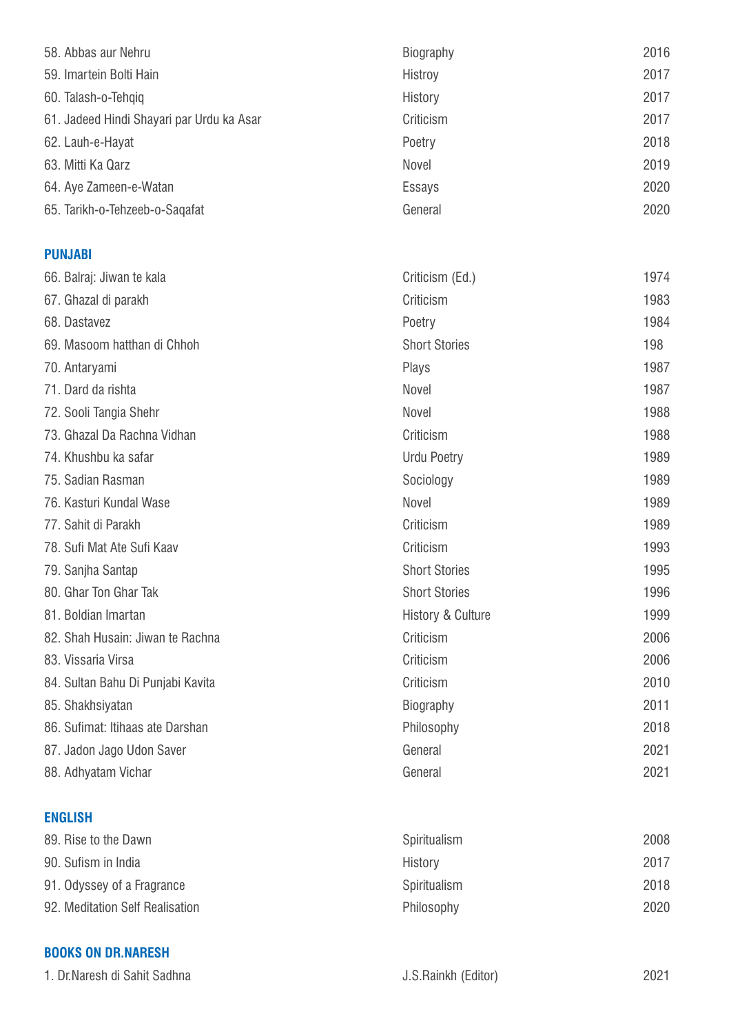| | | |
|---|---|---|
| 58. Abbas aur Nehru | Biography | 2016 |
| 59. Imartein Bolti Hain | Histroy | 2017 |
| 60. Talash-o-Tehqiq | History | 2017 |
| 61. Jadeed Hindi Shayari par Urdu ka Asar | Criticism | 2017 |
| 62. Lauh-e-Hayat | Poetry | 2018 |
| 63. Mitti Ka Qarz | Novel | 2019 |
| 64. Aye Zameen-e-Watan | Essays | 2020 |
| 65. Tarikh-o-Tehzeeb-o-Saqafat | General | 2020 |

## PUNJABI

| | | |
|---|---|---|
| 66. Balraj: Jiwan te kala | Criticism (Ed.) | 1974 |
| 67. Ghazal di parakh | Criticism | 1983 |
| 68. Dastavez | Poetry | 1984 |
| 69. Masoom hatthan di Chhoh | Short Stories | 198 |
| 70. Antaryami | Plays | 1987 |
| 71. Dard da rishta | Novel | 1987 |
| 72. Sooli Tangia Shehr | Novel | 1988 |
| 73. Ghazal Da Rachna Vidhan | Criticism | 1988 |
| 74. Khushbu ka safar | Urdu Poetry | 1989 |
| 75. Sadian Rasman | Sociology | 1989 |
| 76. Kasturi Kundal Wase | Novel | 1989 |
| 77. Sahit di Parakh | Criticism | 1989 |
| 78. Sufi Mat Ate Sufi Kaav | Criticism | 1993 |
| 79. Sanjha Santap | Short Stories | 1995 |
| 80. Ghar Ton Ghar Tak | Short Stories | 1996 |
| 81. Boldian Imartan | History & Culture | 1999 |
| 82. Shah Husain: Jiwan te Rachna | Criticism | 2006 |
| 83. Vissaria Virsa | Criticism | 2006 |
| 84. Sultan Bahu Di Punjabi Kavita | Criticism | 2010 |
| 85. Shakhsiyatan | Biography | 2011 |
| 86. Sufimat: Itihaas ate Darshan | Philosophy | 2018 |
| 87. Jadon Jago Udon Saver | General | 2021 |
| 88. Adhyatam Vichar | General | 2021 |

## ENGLISH

| | | |
|---|---|---|
| 89. Rise to the Dawn | Spiritualism | 2008 |
| 90. Sufism in India | History | 2017 |
| 91. Odyssey of a Fragrance | Spiritualism | 2018 |
| 92. Meditation Self Realisation | Philosophy | 2020 |

## BOOKS ON DR.NARESH

| | | |
|---|---|---|
| 1. Dr.Naresh di Sahit Sadhna | J.S.Rainkh (Editor) | 2021 |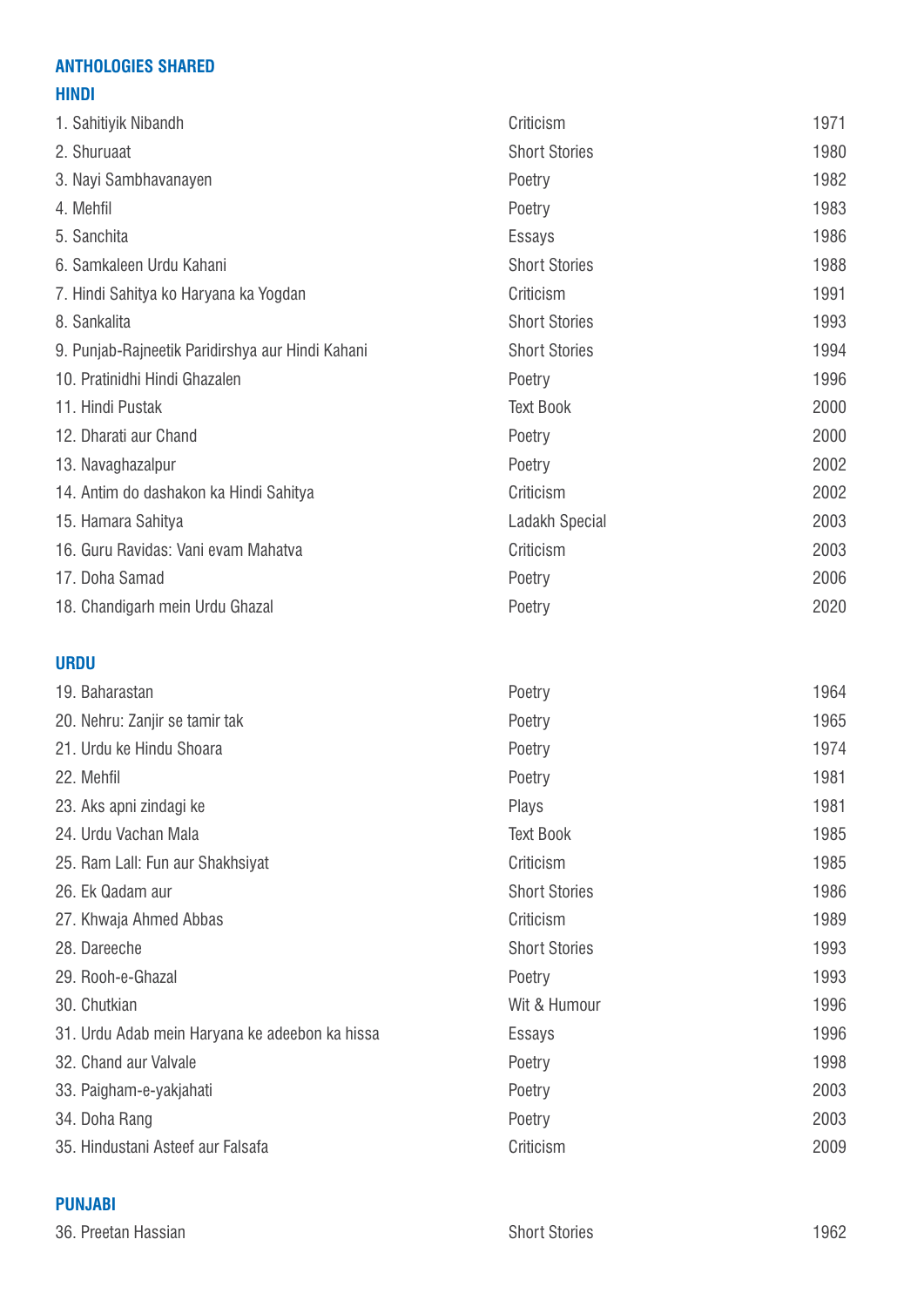## ANTHOLOGIES SHARED

### HINDI

| | | |
|---|---|---|
| 1. Sahitiyik Nibandh | Criticism | 1971 |
| 2. Shuruaat | Short Stories | 1980 |
| 3. Nayi Sambhavanayen | Poetry | 1982 |
| 4. Mehfil | Poetry | 1983 |
| 5. Sanchita | Essays | 1986 |
| 6. Samkaleen Urdu Kahani | Short Stories | 1988 |
| 7. Hindi Sahitya ko Haryana ka Yogdan | Criticism | 1991 |
| 8. Sankalita | Short Stories | 1993 |
| 9. Punjab-Rajneetik Paridirshya aur Hindi Kahani | Short Stories | 1994 |
| 10. Pratinidhi Hindi Ghazalen | Poetry | 1996 |
| 11. Hindi Pustak | Text Book | 2000 |
| 12. Dharati aur Chand | Poetry | 2000 |
| 13. Navaghazalpur | Poetry | 2002 |
| 14. Antim do dashakon ka Hindi Sahitya | Criticism | 2002 |
| 15. Hamara Sahitya | Ladakh Special | 2003 |
| 16. Guru Ravidas: Vani evam Mahatva | Criticism | 2003 |
| 17. Doha Samad | Poetry | 2006 |
| 18. Chandigarh mein Urdu Ghazal | Poetry | 2020 |

### URDU

| | | |
|---|---|---|
| 19. Baharastan | Poetry | 1964 |
| 20. Nehru: Zanjir se tamir tak | Poetry | 1965 |
| 21. Urdu ke Hindu Shoara | Poetry | 1974 |
| 22. Mehfil | Poetry | 1981 |
| 23. Aks apni zindagi ke | Plays | 1981 |
| 24. Urdu Vachan Mala | Text Book | 1985 |
| 25. Ram Lall: Fun aur Shakhsiyat | Criticism | 1985 |
| 26. Ek Qadam aur | Short Stories | 1986 |
| 27. Khwaja Ahmed Abbas | Criticism | 1989 |
| 28. Dareeche | Short Stories | 1993 |
| 29. Rooh-e-Ghazal | Poetry | 1993 |
| 30. Chutkian | Wit & Humour | 1996 |
| 31. Urdu Adab mein Haryana ke adeebon ka hissa | Essays | 1996 |
| 32. Chand aur Valvale | Poetry | 1998 |
| 33. Paigham-e-yakjahati | Poetry | 2003 |
| 34. Doha Rang | Poetry | 2003 |
| 35. Hindustani Asteef aur Falsafa | Criticism | 2009 |

### PUNJABI

| | | |
|---|---|---|
| 36. Preetan Hassian | Short Stories | 1962 |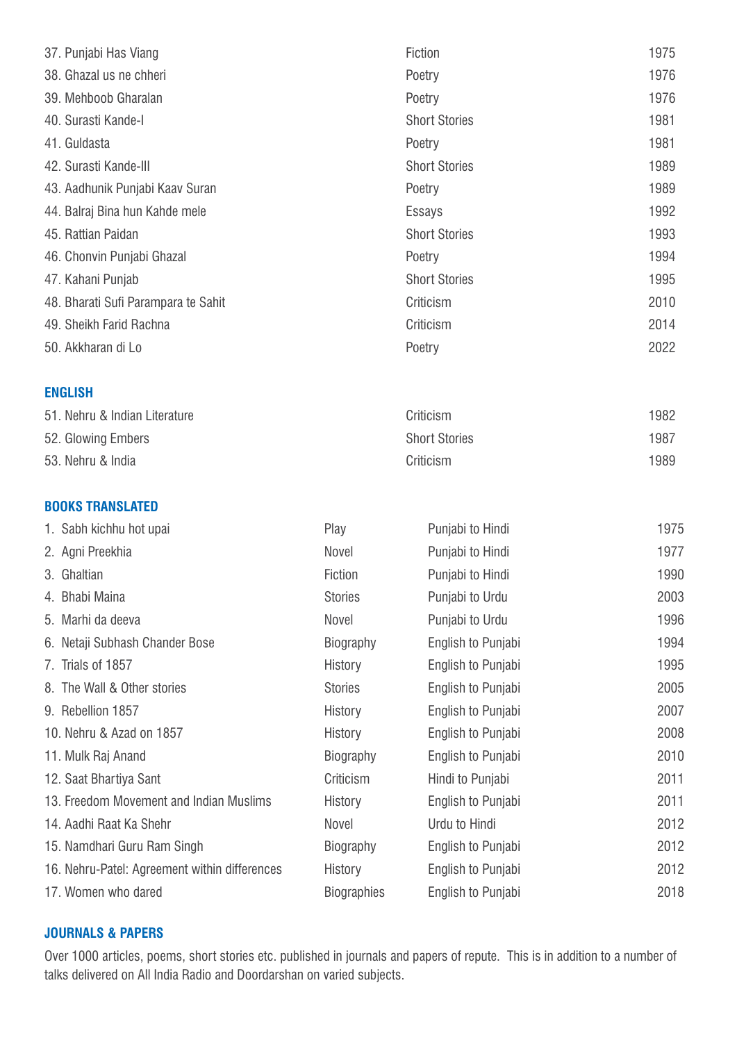| | | |
|---|---|---|
| 37. Punjabi Has Viang | Fiction | 1975 |
| 38. Ghazal us ne chheri | Poetry | 1976 |
| 39. Mehboob Gharalan | Poetry | 1976 |
| 40. Surasti Kande-I | Short Stories | 1981 |
| 41. Guldasta | Poetry | 1981 |
| 42. Surasti Kande-III | Short Stories | 1989 |
| 43. Aadhunik Punjabi Kaav Suran | Poetry | 1989 |
| 44. Balraj Bina hun Kahde mele | Essays | 1992 |
| 45. Rattian Paidan | Short Stories | 1993 |
| 46. Chonvin Punjabi Ghazal | Poetry | 1994 |
| 47. Kahani Punjab | Short Stories | 1995 |
| 48. Bharati Sufi Parampara te Sahit | Criticism | 2010 |
| 49. Sheikh Farid Rachna | Criticism | 2014 |
| 50. Akkharan di Lo | Poetry | 2022 |

## ENGLISH

| | | |
|---|---|---|
| 51. Nehru & Indian Literature | Criticism | 1982 |
| 52. Glowing Embers | Short Stories | 1987 |
| 53. Nehru & India | Criticism | 1989 |

## BOOKS TRANSLATED

| | | | |
|---|---|---|---|
| 1. Sabh kichhu hot upai | Play | Punjabi to Hindi | 1975 |
| 2. Agni Preekhia | Novel | Punjabi to Hindi | 1977 |
| 3. Ghaltian | Fiction | Punjabi to Hindi | 1990 |
| 4. Bhabi Maina | Stories | Punjabi to Urdu | 2003 |
| 5. Marhi da deeva | Novel | Punjabi to Urdu | 1996 |
| 6. Netaji Subhash Chander Bose | Biography | English to Punjabi | 1994 |
| 7. Trials of 1857 | History | English to Punjabi | 1995 |
| 8. The Wall & Other stories | Stories | English to Punjabi | 2005 |
| 9. Rebellion 1857 | History | English to Punjabi | 2007 |
| 10. Nehru & Azad on 1857 | History | English to Punjabi | 2008 |
| 11. Mulk Raj Anand | Biography | English to Punjabi | 2010 |
| 12. Saat Bhartiya Sant | Criticism | Hindi to Punjabi | 2011 |
| 13. Freedom Movement and Indian Muslims | History | English to Punjabi | 2011 |
| 14. Aadhi Raat Ka Shehr | Novel | Urdu to Hindi | 2012 |
| 15. Namdhari Guru Ram Singh | Biography | English to Punjabi | 2012 |
| 16. Nehru-Patel: Agreement within differences | History | English to Punjabi | 2012 |
| 17. Women who dared | Biographies | English to Punjabi | 2018 |

## JOURNALS & PAPERS

Over 1000 articles, poems, short stories etc. published in journals and papers of repute. This is in addition to a number of talks delivered on All India Radio and Doordarshan on varied subjects.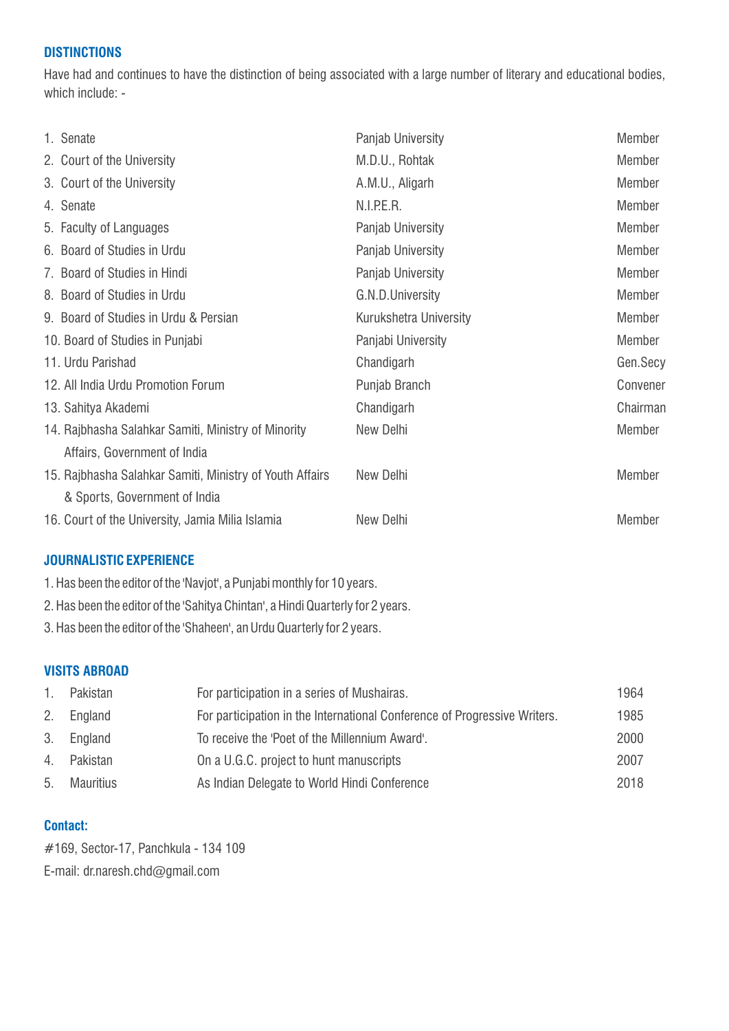## DISTINCTIONS

Have had and continues to have the distinction of being associated with a large number of literary and educational bodies, which include: -

| | | |
|---|---|---|
| 1. Senate | Panjab University | Member |
| 2. Court of the University | M.D.U., Rohtak | Member |
| 3. Court of the University | A.M.U., Aligarh | Member |
| 4. Senate | N.I.P.E.R. | Member |
| 5. Faculty of Languages | Panjab University | Member |
| 6. Board of Studies in Urdu | Panjab University | Member |
| 7. Board of Studies in Hindi | Panjab University | Member |
| 8. Board of Studies in Urdu | G.N.D.University | Member |
| 9. Board of Studies in Urdu & Persian | Kurukshetra University | Member |
| 10. Board of Studies in Punjabi | Panjabi University | Member |
| 11. Urdu Parishad | Chandigarh | Gen.Secy |
| 12. All India Urdu Promotion Forum | Punjab Branch | Convener |
| 13. Sahitya Akademi | Chandigarh | Chairman |
| 14. Rajbhasha Salahkar Samiti, Ministry of Minority Affairs, Government of India | New Delhi | Member |
| 15. Rajbhasha Salahkar Samiti, Ministry of Youth Affairs & Sports, Government of India | New Delhi | Member |
| 16. Court of the University, Jamia Milia Islamia | New Delhi | Member |

## JOURNALISTIC EXPERIENCE

1. Has been the editor of the 'Navjot', a Punjabi monthly for 10 years.
2. Has been the editor of the 'Sahitya Chintan', a Hindi Quarterly for 2 years.
3. Has been the editor of the 'Shaheen', an Urdu Quarterly for 2 years.

## VISITS ABROAD

| | | | |
|---|---|---|---|
| 1. | Pakistan | For participation in a series of Mushairas. | 1964 |
| 2. | England | For participation in the International Conference of Progressive Writers. | 1985 |
| 3. | England | To receive the 'Poet of the Millennium Award'. | 2000 |
| 4. | Pakistan | On a U.G.C. project to hunt manuscripts | 2007 |
| 5. | Mauritius | As Indian Delegate to World Hindi Conference | 2018 |

## Contact:

#169, Sector-17, Panchkula - 134 109
E-mail: dr.naresh.chd@gmail.com